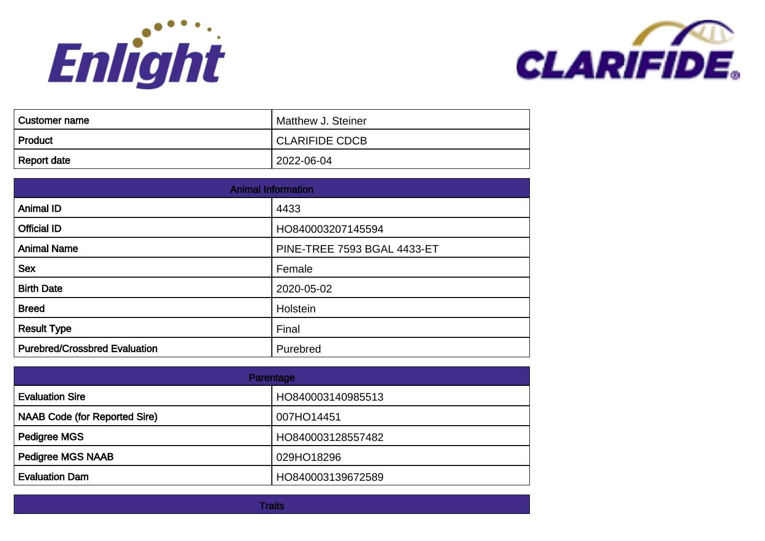Enlight

CLARIFIDE®

| Customer name | Matthew J. Steiner |
|---|---|
| Product | CLARIFIDE CDCB |
| Report date | 2022-06-04 |

| Animal Information | |
|---|---|
| Animal ID | 4433 |
| Official ID | HO840003207145594 |
| Animal Name | PINE-TREE 7593 BGAL 4433-ET |
| Sex | Female |
| Birth Date | 2020-05-02 |
| Breed | Holstein |
| Result Type | Final |
| Purebred/Crossbred Evaluation | Purebred |

| Parentage | |
|---|---|
| Evaluation Sire | HO840003140985513 |
| NAAB Code (for Reported Sire) | 007HO14451 |
| Pedigree MGS | HO840003128557482 |
| Pedigree MGS NAAB | 029HO18296 |
| Evaluation Dam | HO840003139672589 |

| Traits |
|---|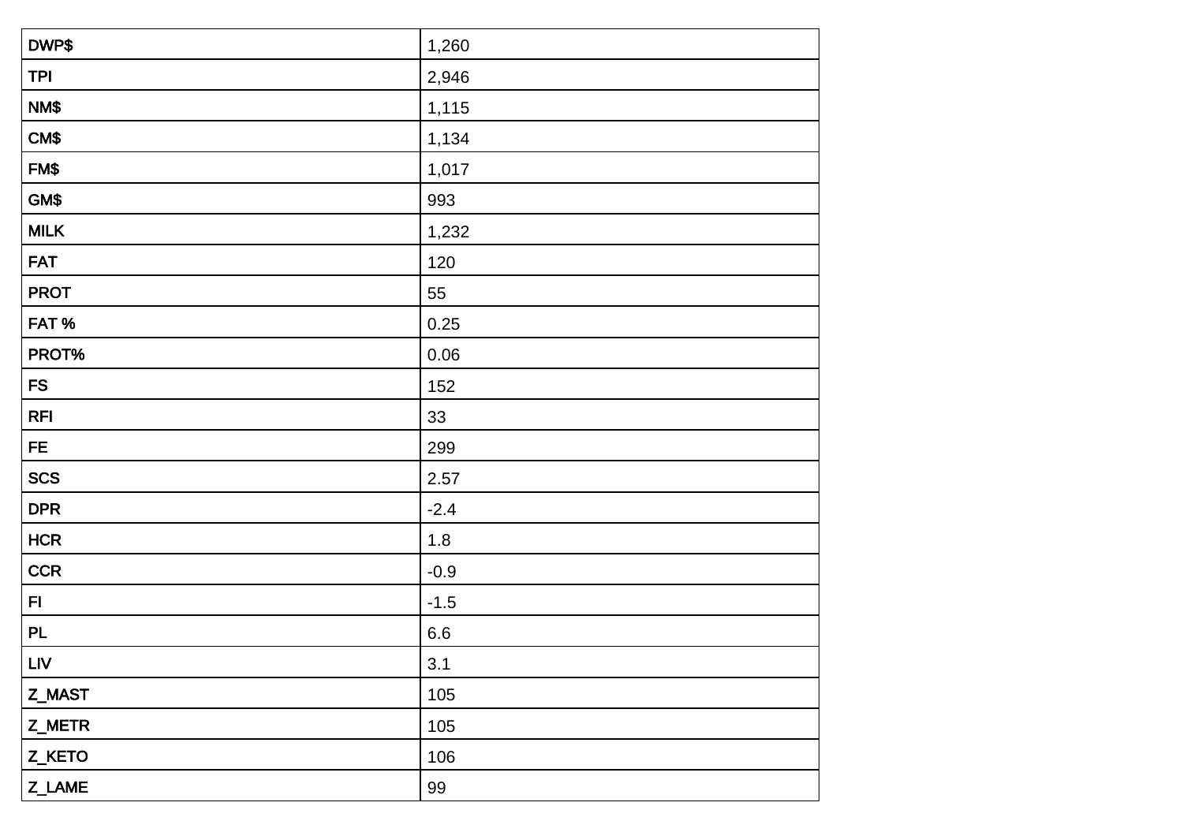| DWP$ | 1,260 |
|---|---|
| TPI | 2,946 |
| NM$ | 1,115 |
| CM$ | 1,134 |
| FM$ | 1,017 |
| GM$ | 993 |
| MILK | 1,232 |
| FAT | 120 |
| PROT | 55 |
| FAT % | 0.25 |
| PROT% | 0.06 |
| FS | 152 |
| RFI | 33 |
| FE | 299 |
| SCS | 2.57 |
| DPR | -2.4 |
| HCR | 1.8 |
| CCR | -0.9 |
| FI | -1.5 |
| PL | 6.6 |
| LIV | 3.1 |
| Z_MAST | 105 |
| Z_METR | 105 |
| Z_KETO | 106 |
| Z_LAME | 99 |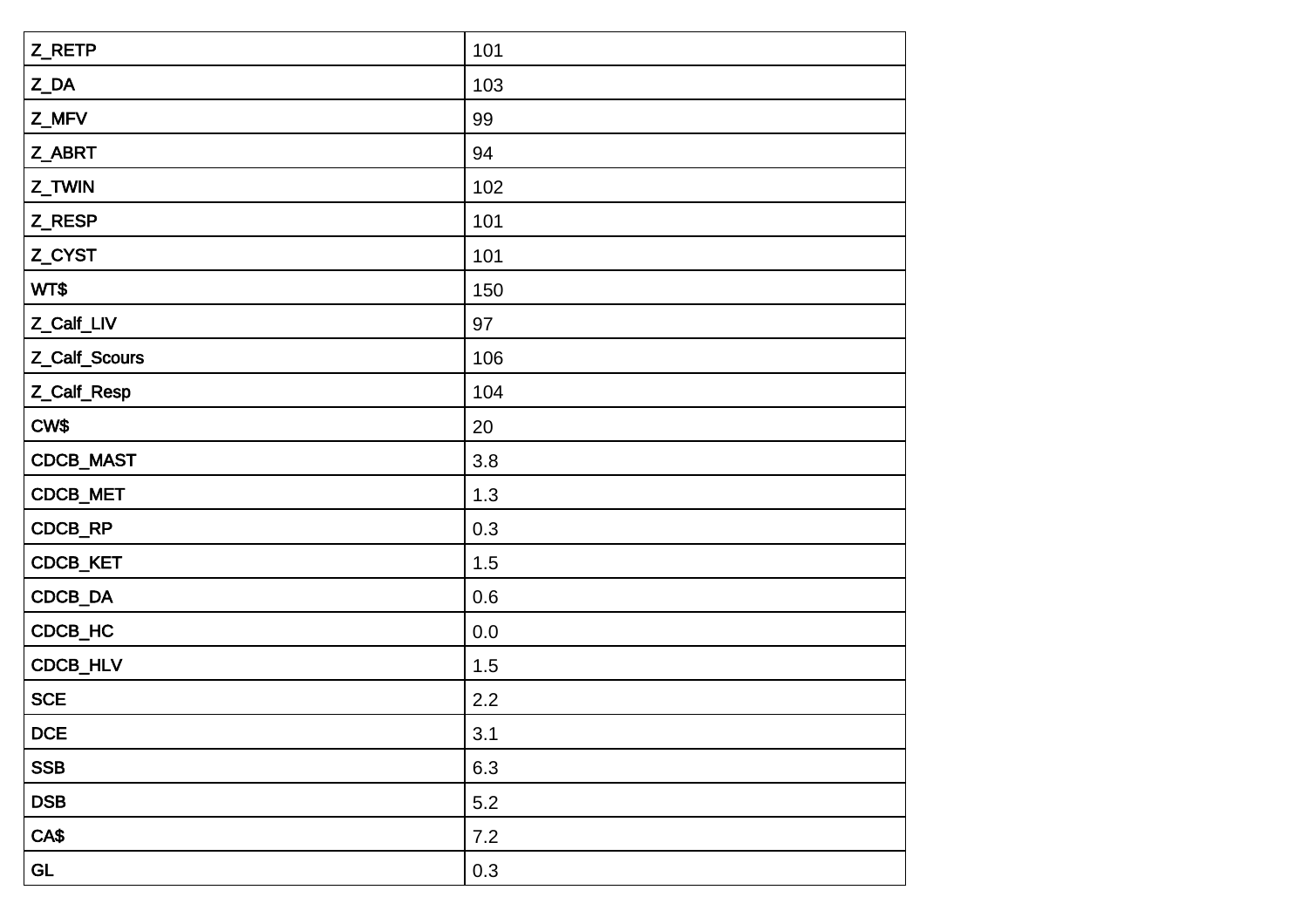| Z_RETP | 101 |
| --- | --- |
| Z_DA | 103 |
| Z_MFV | 99 |
| Z_ABRT | 94 |
| Z_TWIN | 102 |
| Z_RESP | 101 |
| Z_CYST | 101 |
| WT$ | 150 |
| Z_Calf_LIV | 97 |
| Z_Calf_Scours | 106 |
| Z_Calf_Resp | 104 |
| CW$ | 20 |
| CDCB_MAST | 3.8 |
| CDCB_MET | 1.3 |
| CDCB_RP | 0.3 |
| CDCB_KET | 1.5 |
| CDCB_DA | 0.6 |
| CDCB_HC | 0.0 |
| CDCB_HLV | 1.5 |
| SCE | 2.2 |
| DCE | 3.1 |
| SSB | 6.3 |
| DSB | 5.2 |
| CA$ | 7.2 |
| GL | 0.3 |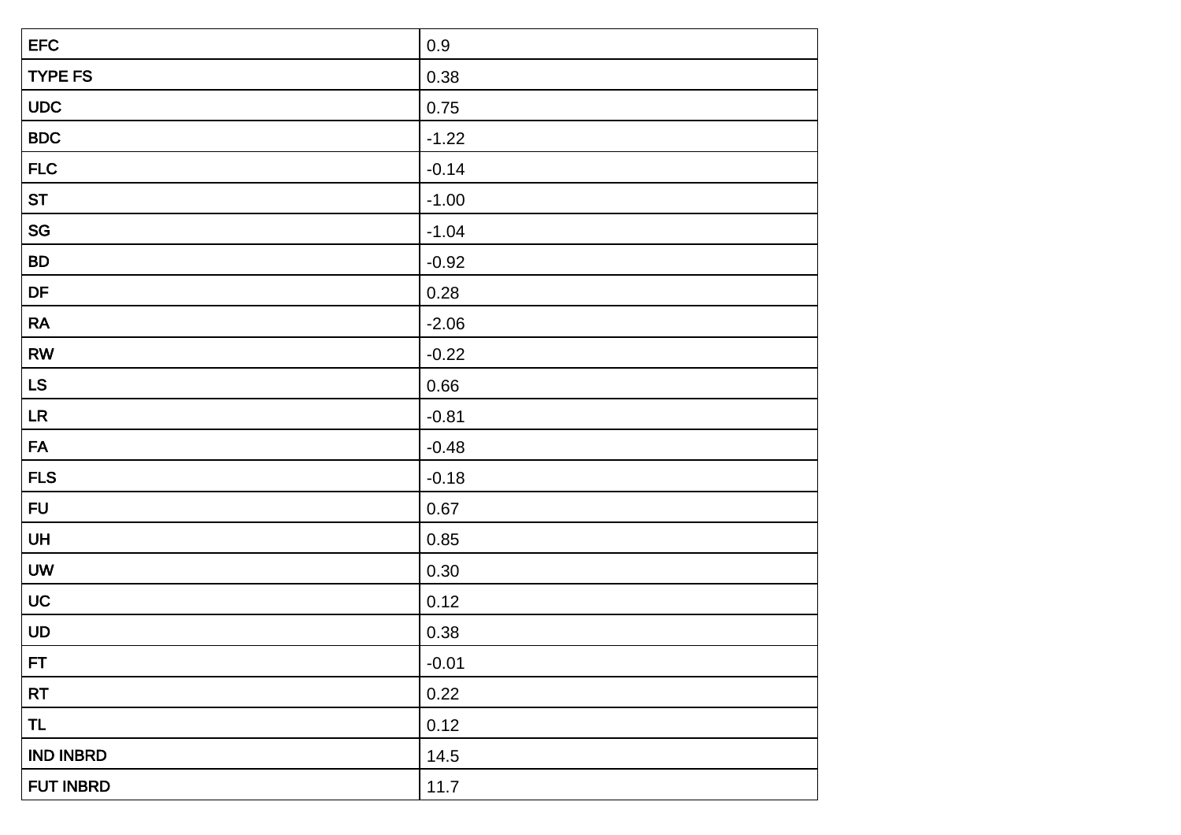| EFC | 0.9 |
|---|---|
| TYPE FS | 0.38 |
| UDC | 0.75 |
| BDC | -1.22 |
| FLC | -0.14 |
| ST | -1.00 |
| SG | -1.04 |
| BD | -0.92 |
| DF | 0.28 |
| RA | -2.06 |
| RW | -0.22 |
| LS | 0.66 |
| LR | -0.81 |
| FA | -0.48 |
| FLS | -0.18 |
| FU | 0.67 |
| UH | 0.85 |
| UW | 0.30 |
| UC | 0.12 |
| UD | 0.38 |
| FT | -0.01 |
| RT | 0.22 |
| TL | 0.12 |
| IND INBRD | 14.5 |
| FUT INBRD | 11.7 |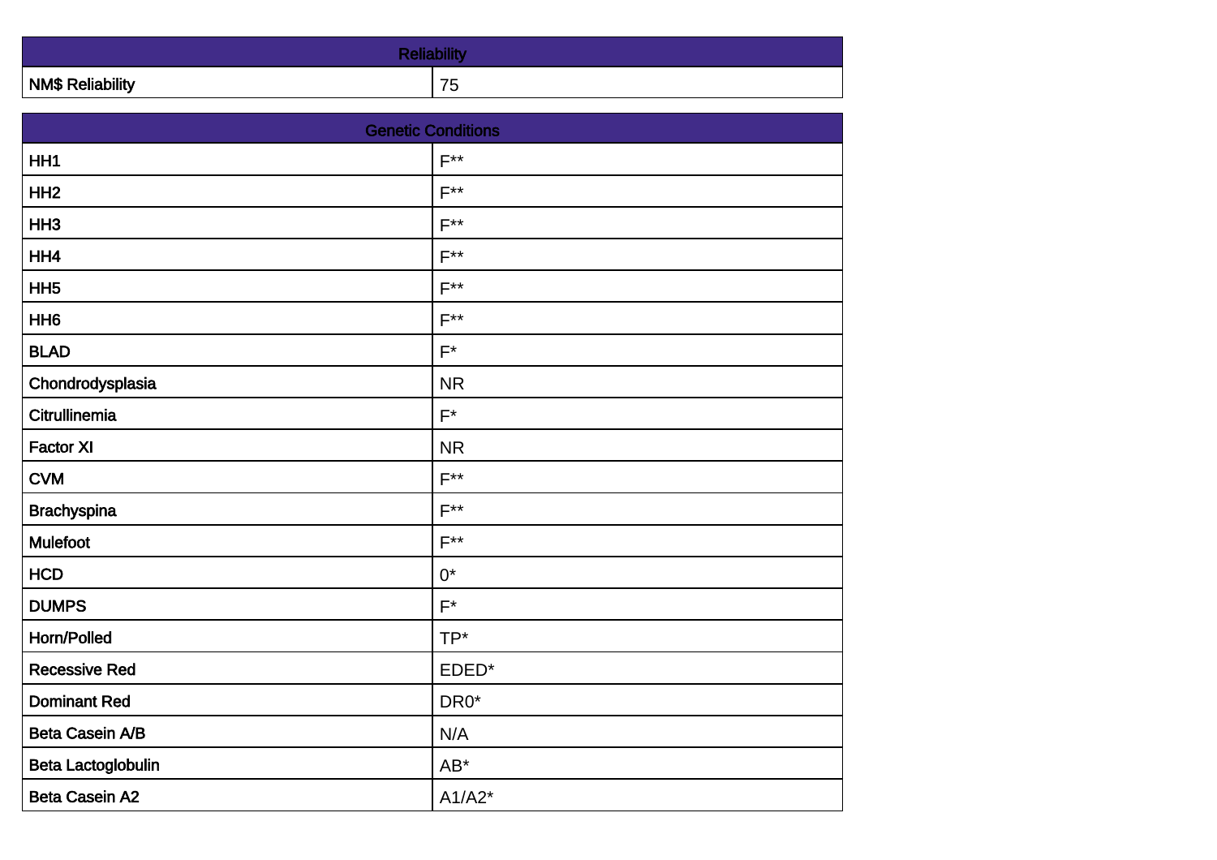| Reliability | |
|---|---|
| NM$ Reliability | 75 |

| Genetic Conditions | |
|---|---|
| HH1 | F** |
| HH2 | F** |
| HH3 | F** |
| HH4 | F** |
| HH5 | F** |
| HH6 | F** |
| BLAD | F* |
| Chondrodysplasia | NR |
| Citrullinemia | F* |
| Factor XI | NR |
| CVM | F** |
| Brachyspina | F** |
| Mulefoot | F** |
| HCD | 0* |
| DUMPS | F* |
| Horn/Polled | TP* |
| Recessive Red | EDED* |
| Dominant Red | DR0* |
| Beta Casein A/B | N/A |
| Beta Lactoglobulin | AB* |
| Beta Casein A2 | A1/A2* |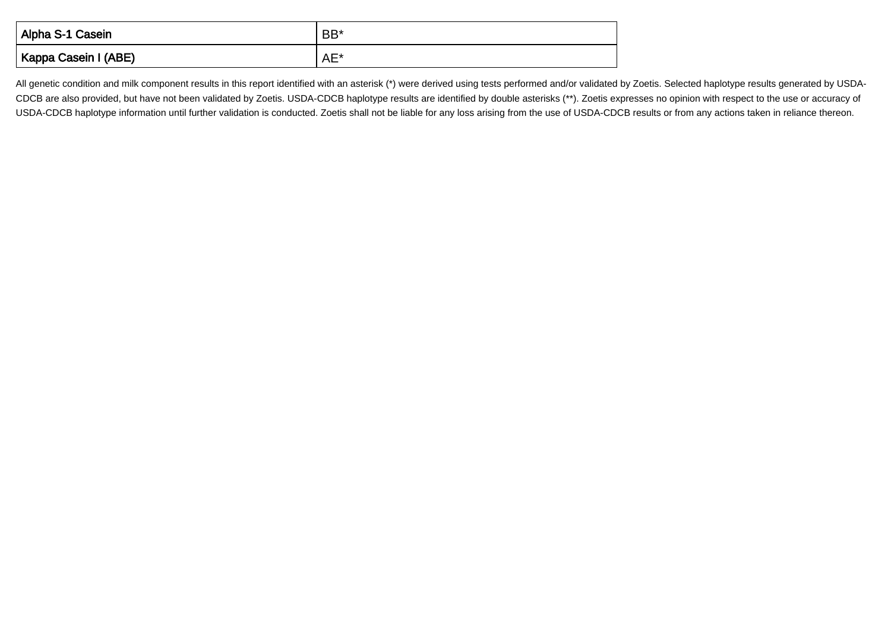| | |
|---|---|
| **Alpha S-1 Casein** | BB* |
| **Kappa Casein I (ABE)** | AE* |

All genetic condition and milk component results in this report identified with an asterisk (*) were derived using tests performed and/or validated by Zoetis. Selected haplotype results generated by USDA-CDCB are also provided, but have not been validated by Zoetis. USDA-CDCB haplotype results are identified by double asterisks (**). Zoetis expresses no opinion with respect to the use or accuracy of USDA-CDCB haplotype information until further validation is conducted. Zoetis shall not be liable for any loss arising from the use of USDA-CDCB results or from any actions taken in reliance thereon.